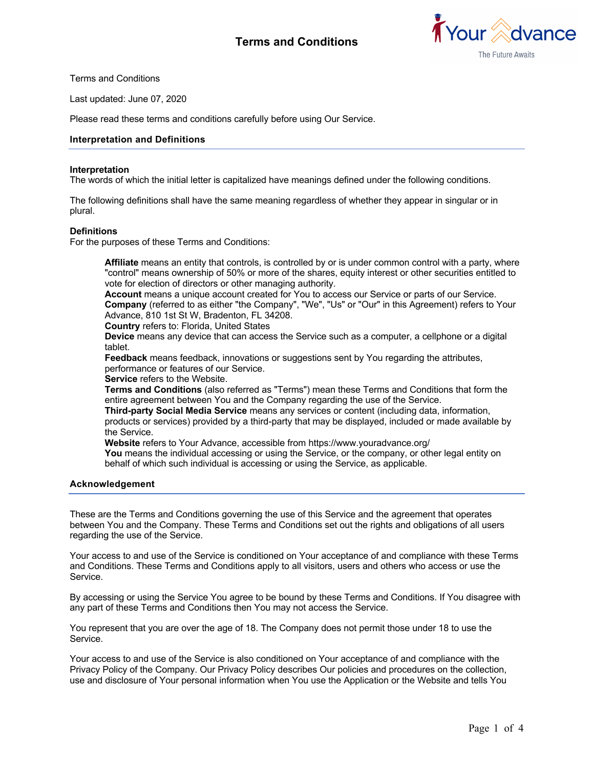# Terms and Conditions

Terms and Conditions

Last updated: June 07, 2020

Please read these terms and conditions carefully before using Our Service.

## Interpretation and Definitions

### Interpretation

The words of which the initial letter is capitalized have meanings defined under the following conditions.

The following definitions shall have the same meaning regardless of whether they appear in singular or in plural.

### Definitions

For the purposes of these Terms and Conditions:

**Affiliate** means an entity that controls, is controlled by or is under common control with a party, where "control" means ownership of 50% or more of the shares, equity interest or other securities entitled to vote for election of directors or other managing authority.

**Account** means a unique account created for You to access our Service or parts of our Service.

**Company** (referred to as either "the Company", "We", "Us" or "Our" in this Agreement) refers to Your Advance, 810 1st St W, Bradenton, FL 34208.

**Country** refers to: Florida, United States

**Device** means any device that can access the Service such as a computer, a cellphone or a digital tablet.

**Feedback** means feedback, innovations or suggestions sent by You regarding the attributes, performance or features of our Service.

**Service** refers to the Website.

**Terms and Conditions** (also referred as "Terms") mean these Terms and Conditions that form the entire agreement between You and the Company regarding the use of the Service.

**Third-party Social Media Service** means any services or content (including data, information, products or services) provided by a third-party that may be displayed, included or made available by the Service.

**Website** refers to Your Advance, accessible from https://www.youradvance.org/

**You** means the individual accessing or using the Service, or the company, or other legal entity on behalf of which such individual is accessing or using the Service, as applicable.

## Acknowledgement

These are the Terms and Conditions governing the use of this Service and the agreement that operates between You and the Company. These Terms and Conditions set out the rights and obligations of all users regarding the use of the Service.

Your access to and use of the Service is conditioned on Your acceptance of and compliance with these Terms and Conditions. These Terms and Conditions apply to all visitors, users and others who access or use the Service.

By accessing or using the Service You agree to be bound by these Terms and Conditions. If You disagree with any part of these Terms and Conditions then You may not access the Service.

You represent that you are over the age of 18. The Company does not permit those under 18 to use the Service.

Your access to and use of the Service is also conditioned on Your acceptance of and compliance with the Privacy Policy of the Company. Our Privacy Policy describes Our policies and procedures on the collection, use and disclosure of Your personal information when You use the Application or the Website and tells You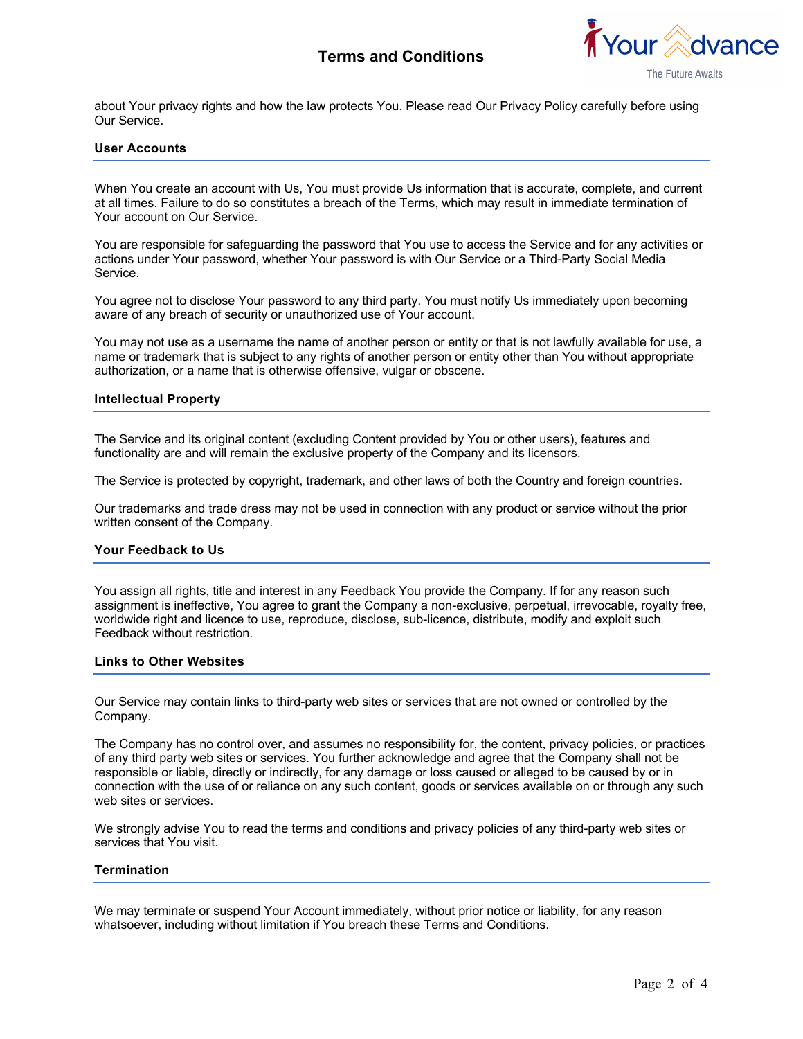about Your privacy rights and how the law protects You. Please read Our Privacy Policy carefully before using Our Service.

## User Accounts

When You create an account with Us, You must provide Us information that is accurate, complete, and current at all times. Failure to do so constitutes a breach of the Terms, which may result in immediate termination of Your account on Our Service.

You are responsible for safeguarding the password that You use to access the Service and for any activities or actions under Your password, whether Your password is with Our Service or a Third-Party Social Media Service.

You agree not to disclose Your password to any third party. You must notify Us immediately upon becoming aware of any breach of security or unauthorized use of Your account.

You may not use as a username the name of another person or entity or that is not lawfully available for use, a name or trademark that is subject to any rights of another person or entity other than You without appropriate authorization, or a name that is otherwise offensive, vulgar or obscene.

## Intellectual Property

The Service and its original content (excluding Content provided by You or other users), features and functionality are and will remain the exclusive property of the Company and its licensors.

The Service is protected by copyright, trademark, and other laws of both the Country and foreign countries.

Our trademarks and trade dress may not be used in connection with any product or service without the prior written consent of the Company.

## Your Feedback to Us

You assign all rights, title and interest in any Feedback You provide the Company. If for any reason such assignment is ineffective, You agree to grant the Company a non-exclusive, perpetual, irrevocable, royalty free, worldwide right and licence to use, reproduce, disclose, sub-licence, distribute, modify and exploit such Feedback without restriction.

## Links to Other Websites

Our Service may contain links to third-party web sites or services that are not owned or controlled by the Company.

The Company has no control over, and assumes no responsibility for, the content, privacy policies, or practices of any third party web sites or services. You further acknowledge and agree that the Company shall not be responsible or liable, directly or indirectly, for any damage or loss caused or alleged to be caused by or in connection with the use of or reliance on any such content, goods or services available on or through any such web sites or services.

We strongly advise You to read the terms and conditions and privacy policies of any third-party web sites or services that You visit.

## Termination

We may terminate or suspend Your Account immediately, without prior notice or liability, for any reason whatsoever, including without limitation if You breach these Terms and Conditions.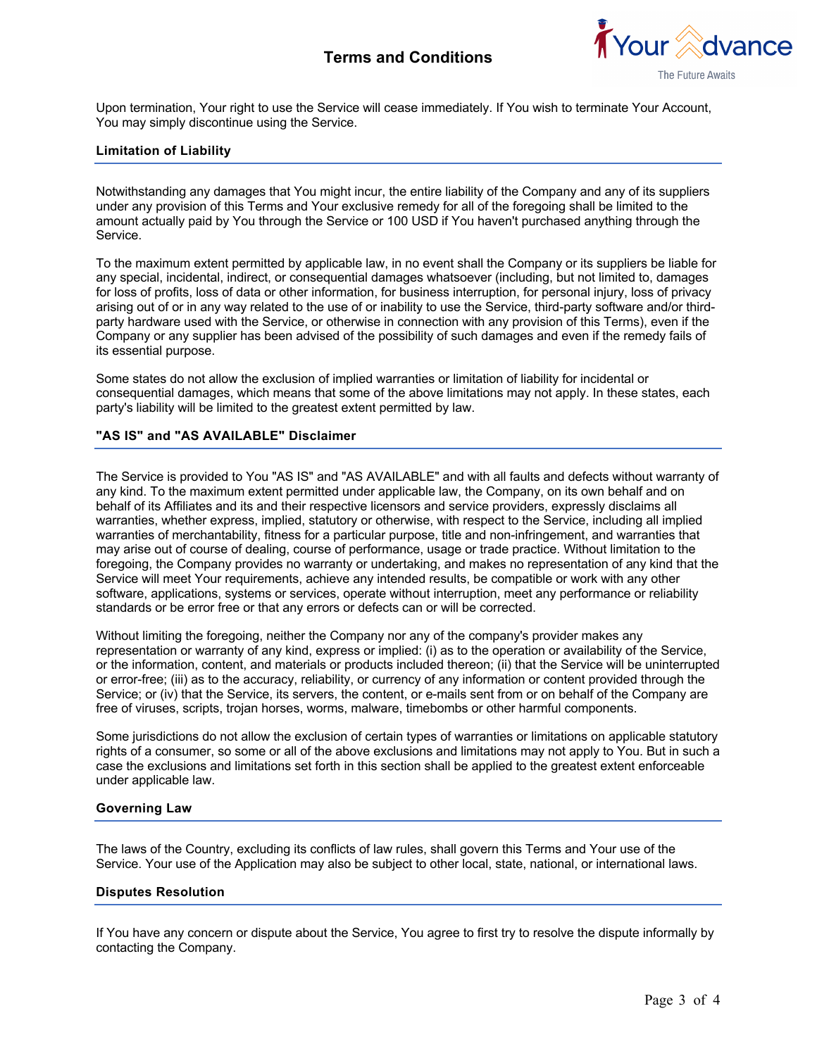Upon termination, Your right to use the Service will cease immediately. If You wish to terminate Your Account, You may simply discontinue using the Service.

## Limitation of Liability

Notwithstanding any damages that You might incur, the entire liability of the Company and any of its suppliers under any provision of this Terms and Your exclusive remedy for all of the foregoing shall be limited to the amount actually paid by You through the Service or 100 USD if You haven't purchased anything through the Service.

To the maximum extent permitted by applicable law, in no event shall the Company or its suppliers be liable for any special, incidental, indirect, or consequential damages whatsoever (including, but not limited to, damages for loss of profits, loss of data or other information, for business interruption, for personal injury, loss of privacy arising out of or in any way related to the use of or inability to use the Service, third-party software and/or third-party hardware used with the Service, or otherwise in connection with any provision of this Terms), even if the Company or any supplier has been advised of the possibility of such damages and even if the remedy fails of its essential purpose.

Some states do not allow the exclusion of implied warranties or limitation of liability for incidental or consequential damages, which means that some of the above limitations may not apply. In these states, each party's liability will be limited to the greatest extent permitted by law.

## "AS IS" and "AS AVAILABLE" Disclaimer

The Service is provided to You "AS IS" and "AS AVAILABLE" and with all faults and defects without warranty of any kind. To the maximum extent permitted under applicable law, the Company, on its own behalf and on behalf of its Affiliates and its and their respective licensors and service providers, expressly disclaims all warranties, whether express, implied, statutory or otherwise, with respect to the Service, including all implied warranties of merchantability, fitness for a particular purpose, title and non-infringement, and warranties that may arise out of course of dealing, course of performance, usage or trade practice. Without limitation to the foregoing, the Company provides no warranty or undertaking, and makes no representation of any kind that the Service will meet Your requirements, achieve any intended results, be compatible or work with any other software, applications, systems or services, operate without interruption, meet any performance or reliability standards or be error free or that any errors or defects can or will be corrected.

Without limiting the foregoing, neither the Company nor any of the company's provider makes any representation or warranty of any kind, express or implied: (i) as to the operation or availability of the Service, or the information, content, and materials or products included thereon; (ii) that the Service will be uninterrupted or error-free; (iii) as to the accuracy, reliability, or currency of any information or content provided through the Service; or (iv) that the Service, its servers, the content, or e-mails sent from or on behalf of the Company are free of viruses, scripts, trojan horses, worms, malware, timebombs or other harmful components.

Some jurisdictions do not allow the exclusion of certain types of warranties or limitations on applicable statutory rights of a consumer, so some or all of the above exclusions and limitations may not apply to You. But in such a case the exclusions and limitations set forth in this section shall be applied to the greatest extent enforceable under applicable law.

## Governing Law

The laws of the Country, excluding its conflicts of law rules, shall govern this Terms and Your use of the Service. Your use of the Application may also be subject to other local, state, national, or international laws.

## Disputes Resolution

If You have any concern or dispute about the Service, You agree to first try to resolve the dispute informally by contacting the Company.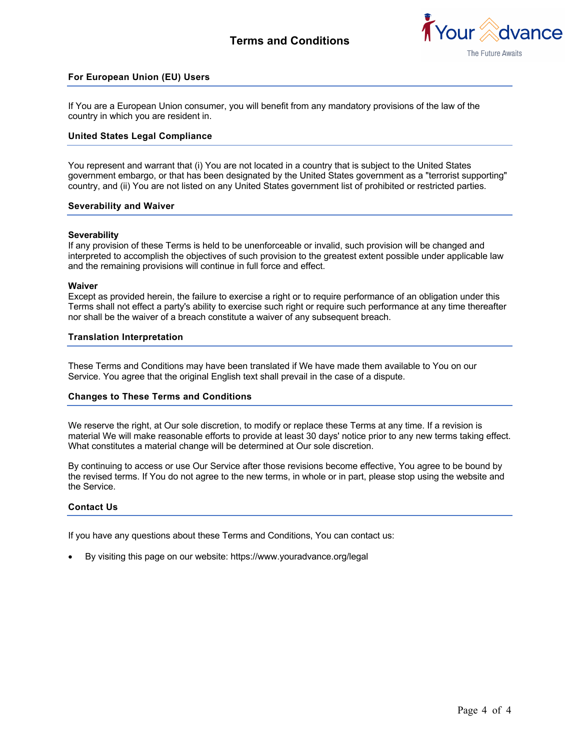## For European Union (EU) Users

If You are a European Union consumer, you will benefit from any mandatory provisions of the law of the country in which you are resident in.

## United States Legal Compliance

You represent and warrant that (i) You are not located in a country that is subject to the United States government embargo, or that has been designated by the United States government as a "terrorist supporting" country, and (ii) You are not listed on any United States government list of prohibited or restricted parties.

## Severability and Waiver

### Severability

If any provision of these Terms is held to be unenforceable or invalid, such provision will be changed and interpreted to accomplish the objectives of such provision to the greatest extent possible under applicable law and the remaining provisions will continue in full force and effect.

### Waiver

Except as provided herein, the failure to exercise a right or to require performance of an obligation under this Terms shall not effect a party's ability to exercise such right or require such performance at any time thereafter nor shall be the waiver of a breach constitute a waiver of any subsequent breach.

## Translation Interpretation

These Terms and Conditions may have been translated if We have made them available to You on our Service. You agree that the original English text shall prevail in the case of a dispute.

## Changes to These Terms and Conditions

We reserve the right, at Our sole discretion, to modify or replace these Terms at any time. If a revision is material We will make reasonable efforts to provide at least 30 days' notice prior to any new terms taking effect. What constitutes a material change will be determined at Our sole discretion.

By continuing to access or use Our Service after those revisions become effective, You agree to be bound by the revised terms. If You do not agree to the new terms, in whole or in part, please stop using the website and the Service.

## Contact Us

If you have any questions about these Terms and Conditions, You can contact us:

- By visiting this page on our website: https://www.youradvance.org/legal